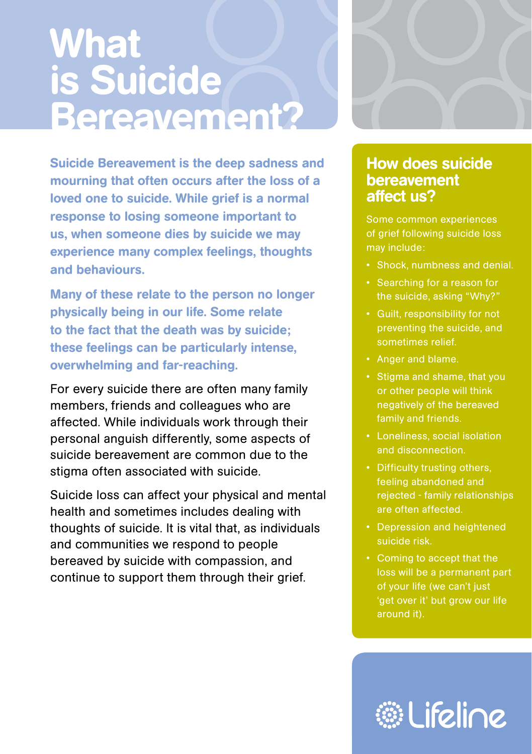# What is Suicide Bereavement?

**Suicide Bereavement is the deep sadness and mourning that often occurs after the loss of a loved one to suicide. While grief is a normal response to losing someone important to us, when someone dies by suicide we may experience many complex feelings, thoughts and behaviours.**

**Many of these relate to the person no longer physically being in our life. Some relate to the fact that the death was by suicide; these feelings can be particularly intense, overwhelming and far-reaching.**

For every suicide there are often many family members, friends and colleagues who are affected. While individuals work through their personal anguish differently, some aspects of suicide bereavement are common due to the stigma often associated with suicide.

Suicide loss can affect your physical and mental health and sometimes includes dealing with thoughts of suicide. It is vital that, as individuals and communities we respond to people bereaved by suicide with compassion, and continue to support them through their grief.

## How does suicide bereavement affect us?

Some common experiences of grief following suicide loss may include:

- Shock, numbness and denial.
- Searching for a reason for the suicide, asking "Why?"
- Guilt, responsibility for not preventing the suicide, and sometimes relief.
- Anger and blame.
- Stigma and shame, that you or other people will think negatively of the bereaved family and friends.
- Loneliness, social isolation and disconnection.
- Difficulty trusting others, feeling abandoned and rejected - family relationships are often affected.
- Depression and heightened suicide risk.
- Coming to accept that the loss will be a permanent part of your life (we can't just 'get over it' but grow our life around it).

Lifeline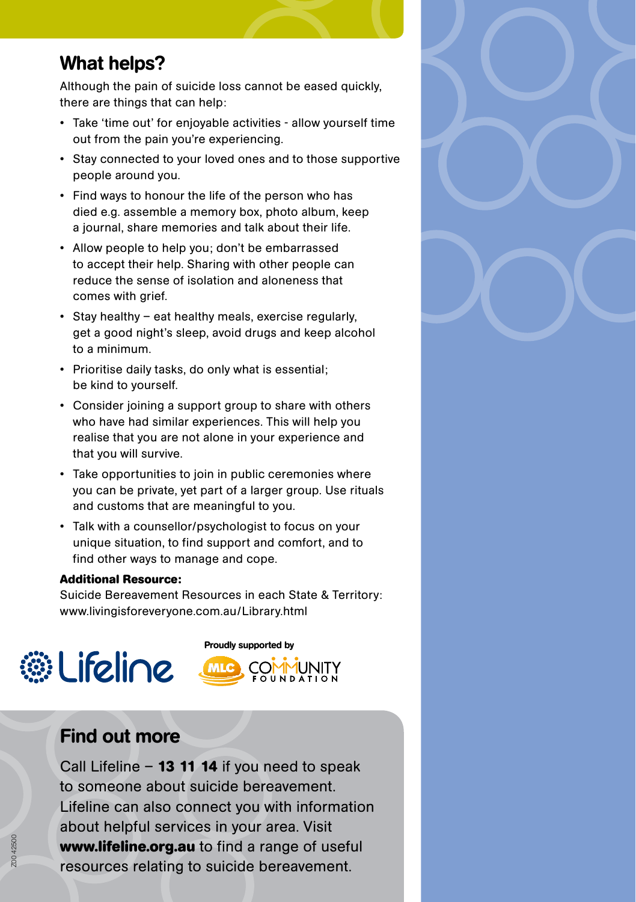## What helps?

Although the pain of suicide loss cannot be eased quickly, there are things that can help:

- Take 'time out' for enjoyable activities - allow yourself time out from the pain you're experiencing.
- Stay connected to your loved ones and to those supportive people around you.
- Find ways to honour the life of the person who has died e.g. assemble a memory box, photo album, keep a journal, share memories and talk about their life.
- Allow people to help you; don't be embarrassed to accept their help. Sharing with other people can reduce the sense of isolation and aloneness that comes with grief.
- Stay healthy – eat healthy meals, exercise regularly, get a good night's sleep, avoid drugs and keep alcohol to a minimum.
- Prioritise daily tasks, do only what is essential; be kind to yourself.
- Consider joining a support group to share with others who have had similar experiences. This will help you realise that you are not alone in your experience and that you will survive.
- Take opportunities to join in public ceremonies where you can be private, yet part of a larger group. Use rituals and customs that are meaningful to you.
- Talk with a counsellor/psychologist to focus on your unique situation, to find support and comfort, and to find other ways to manage and cope.

**Additional Resource:**

Suicide Bereavement Resources in each State & Territory: www.livingisforeveryone.com.au/Library.html

Lifeline

**Proudly supported by**

MLC COMMUNITY FOUNDATION

## Find out more

Call Lifeline – **13 11 14** if you need to speak to someone about suicide bereavement. Lifeline can also connect you with information about helpful services in your area. Visit **www.lifeline.org.au** to find a range of useful resources relating to suicide bereavement.

Z00 42500